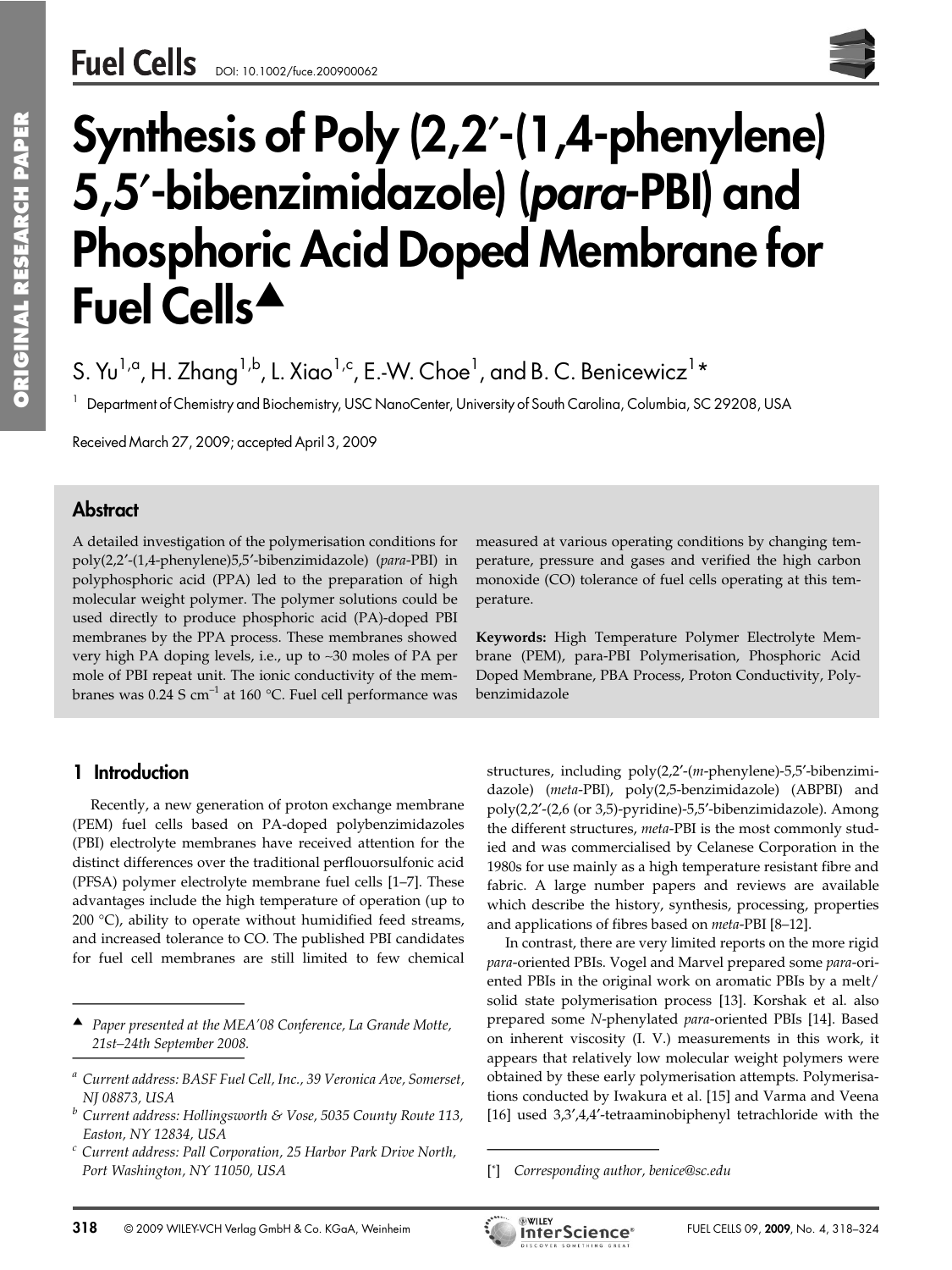# Synthesis of Poly (2,2′-(1,4-phenylene) 5,5′-bibenzimidazole) (*para*-PBI) and Phosphoric Acid Doped Membrane for Fuel Cells▲

S. Yu[1,a], H. Zhang[1,b], L. Xiao[1,c], E.-W. Choe[1], and B. C. Benicewicz[1]*

[1] Department of Chemistry and Biochemistry, USC NanoCenter, University of South Carolina, Columbia, SC 29208, USA

Received March 27, 2009; accepted April 3, 2009

## Abstract

A detailed investigation of the polymerisation conditions for poly(2,2′-(1,4-phenylene)5,5′-bibenzimidazole) (*para*-PBI) in polyphosphoric acid (PPA) led to the preparation of high molecular weight polymer. The polymer solutions could be used directly to produce phosphoric acid (PA)-doped PBI membranes by the PPA process. These membranes showed very high PA doping levels, i.e., up to ~30 moles of PA per mole of PBI repeat unit. The ionic conductivity of the membranes was 0.24 S cm$^{-1}$ at 160 °C. Fuel cell performance was measured at various operating conditions by changing temperature, pressure and gases and verified the high carbon monoxide (CO) tolerance of fuel cells operating at this temperature.

**Keywords:** High Temperature Polymer Electrolyte Membrane (PEM), para-PBI Polymerisation, Phosphoric Acid Doped Membrane, PBA Process, Proton Conductivity, Polybenzimidazole

## 1 Introduction

Recently, a new generation of proton exchange membrane (PEM) fuel cells based on PA-doped polybenzimidazoles (PBI) electrolyte membranes have received attention for the distinct differences over the traditional perflouorsulfonic acid (PFSA) polymer electrolyte membrane fuel cells [1–7]. These advantages include the high temperature of operation (up to 200 °C), ability to operate without humidified feed streams, and increased tolerance to CO. The published PBI candidates for fuel cell membranes are still limited to few chemical structures, including poly(2,2′-(*m*-phenylene)-5,5′-bibenzimidazole) (*meta*-PBI), poly(2,5-benzimidazole) (ABPBI) and poly(2,2′-(2,6 (or 3,5)-pyridine)-5,5′-bibenzimidazole). Among the different structures, *meta*-PBI is the most commonly studied and was commercialised by Celanese Corporation in the 1980s for use mainly as a high temperature resistant fibre and fabric. A large number papers and reviews are available which describe the history, synthesis, processing, properties and applications of fibres based on *meta*-PBI [8–12].

In contrast, there are very limited reports on the more rigid *para*-oriented PBIs. Vogel and Marvel prepared some *para*-oriented PBIs in the original work on aromatic PBIs by a melt/solid state polymerisation process [13]. Korshak et al. also prepared some *N*-phenylated *para*-oriented PBIs [14]. Based on inherent viscosity (I. V.) measurements in this work, it appears that relatively low molecular weight polymers were obtained by these early polymerisation attempts. Polymerisations conducted by Iwakura et al. [15] and Varma and Veena [16] used 3,3′,4,4′-tetraaminobiphenyl tetrachloride with the

---

▲ *Paper presented at the MEA'08 Conference, La Grande Motte, 21st–24th September 2008.*

[a] *Current address: BASF Fuel Cell, Inc., 39 Veronica Ave, Somerset, NJ 08873, USA*

[b] *Current address: Hollingsworth & Vose, 5035 County Route 113, Easton, NY 12834, USA*

[c] *Current address: Pall Corporation, 25 Harbor Park Drive North, Port Washington, NY 11050, USA*

[*] *Corresponding author, benice@sc.edu*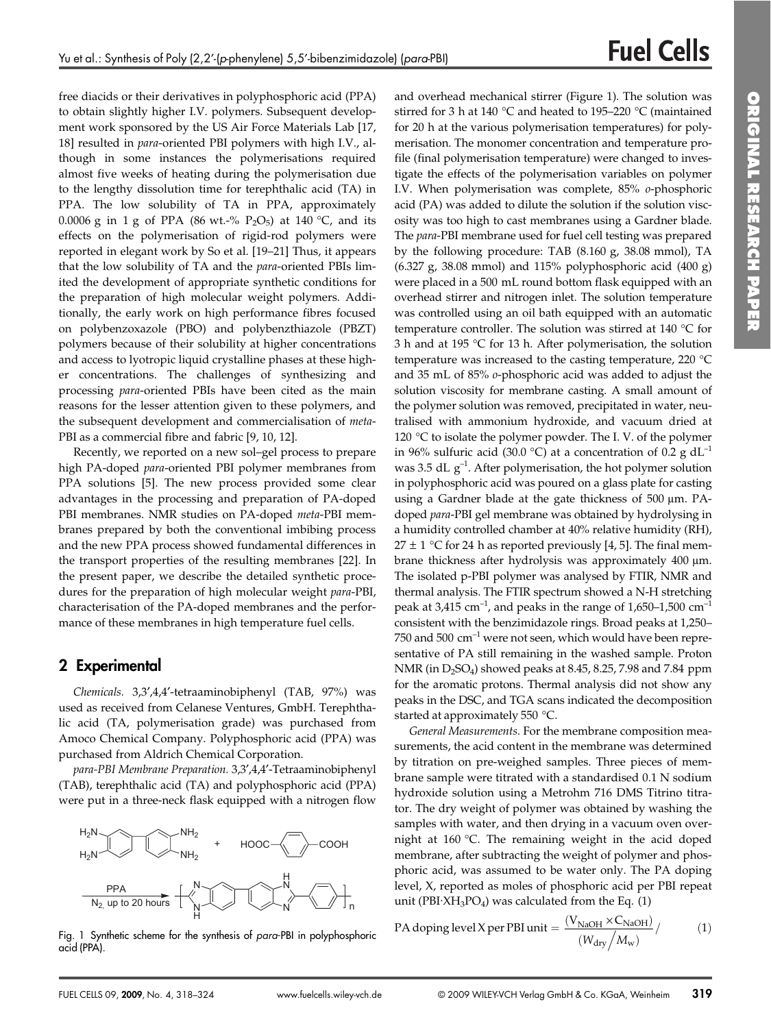free diacids or their derivatives in polyphosphoric acid (PPA) to obtain slightly higher I.V. polymers. Subsequent development work sponsored by the US Air Force Materials Lab [17, 18] resulted in *para*-oriented PBI polymers with high I.V., although in some instances the polymerisations required almost five weeks of heating during the polymerisation due to the lengthy dissolution time for terephthalic acid (TA) in PPA. The low solubility of TA in PPA, approximately 0.0006 g in 1 g of PPA (86 wt.-% $P_2O_5$) at 140 °C, and its effects on the polymerisation of rigid-rod polymers were reported in elegant work by So et al. [19–21] Thus, it appears that the low solubility of TA and the *para*-oriented PBIs limited the development of appropriate synthetic conditions for the preparation of high molecular weight polymers. Additionally, the early work on high performance fibres focused on polybenzoxazole (PBO) and polybenzthiazole (PBZT) polymers because of their solubility at higher concentrations and access to lyotropic liquid crystalline phases at these higher concentrations. The challenges of synthesizing and processing *para*-oriented PBIs have been cited as the main reasons for the lesser attention given to these polymers, and the subsequent development and commercialisation of *meta*-PBI as a commercial fibre and fabric [9, 10, 12].

Recently, we reported on a new sol–gel process to prepare high PA-doped *para*-oriented PBI polymer membranes from PPA solutions [5]. The new process provided some clear advantages in the processing and preparation of PA-doped PBI membranes. NMR studies on PA-doped *meta*-PBI membranes prepared by both the conventional imbibing process and the new PPA process showed fundamental differences in the transport properties of the resulting membranes [22]. In the present paper, we describe the detailed synthetic procedures for the preparation of high molecular weight *para*-PBI, characterisation of the PA-doped membranes and the performance of these membranes in high temperature fuel cells.

## 2 Experimental

*Chemicals.* 3,3′,4,4′-tetraaminobiphenyl (TAB, 97%) was used as received from Celanese Ventures, GmbH. Terephthalic acid (TA, polymerisation grade) was purchased from Amoco Chemical Company. Polyphosphoric acid (PPA) was purchased from Aldrich Chemical Corporation.

*para-PBI Membrane Preparation.* 3,3′,4,4′-Tetraaminobiphenyl (TAB), terephthalic acid (TA) and polyphosphoric acid (PPA) were put in a three-neck flask equipped with a nitrogen flow and overhead mechanical stirrer (Figure 1). The solution was stirred for 3 h at 140 °C and heated to 195–220 °C (maintained for 20 h at the various polymerisation temperatures) for polymerisation. The monomer concentration and temperature profile (final polymerisation temperature) were changed to investigate the effects of the polymerisation variables on polymer I.V. When polymerisation was complete, 85% *o*-phosphoric acid (PA) was added to dilute the solution if the solution viscosity was too high to cast membranes using a Gardner blade. The *para*-PBI membrane used for fuel cell testing was prepared by the following procedure: TAB (8.160 g, 38.08 mmol), TA (6.327 g, 38.08 mmol) and 115% polyphosphoric acid (400 g) were placed in a 500 mL round bottom flask equipped with an overhead stirrer and nitrogen inlet. The solution temperature was controlled using an oil bath equipped with an automatic temperature controller. The solution was stirred at 140 °C for 3 h and at 195 °C for 13 h. After polymerisation, the solution temperature was increased to the casting temperature, 220 °C and 35 mL of 85% *o*-phosphoric acid was added to adjust the solution viscosity for membrane casting. A small amount of the polymer solution was removed, precipitated in water, neutralised with ammonium hydroxide, and vacuum dried at 120 °C to isolate the polymer powder. The I. V. of the polymer in 96% sulfuric acid (30.0 °C) at a concentration of 0.2 g $dL^{-1}$ was 3.5 dL $g^{-1}$. After polymerisation, the hot polymer solution in polyphosphoric acid was poured on a glass plate for casting using a Gardner blade at the gate thickness of 500 μm. PA-doped *para*-PBI gel membrane was obtained by hydrolysing in a humidity controlled chamber at 40% relative humidity (RH), 27 ± 1 °C for 24 h as reported previously [4, 5]. The final membrane thickness after hydrolysis was approximately 400 μm. The isolated p-PBI polymer was analysed by FTIR, NMR and thermal analysis. The FTIR spectrum showed a N-H stretching peak at 3,415 $cm^{-1}$, and peaks in the range of 1,650–1,500 $cm^{-1}$ consistent with the benzimidazole rings. Broad peaks at 1,250–750 and 500 $cm^{-1}$ were not seen, which would have been representative of PA still remaining in the washed sample. Proton NMR (in $D_2SO_4$) showed peaks at 8.45, 8.25, 7.98 and 7.84 ppm for the aromatic protons. Thermal analysis did not show any peaks in the DSC, and TGA scans indicated the decomposition started at approximately 550 °C.

Fig. 1 Synthetic scheme for the synthesis of *para*-PBI in polyphosphoric acid (PPA).

*General Measurements.* For the membrane composition measurements, the acid content in the membrane was determined by titration on pre-weighed samples. Three pieces of membrane sample were titrated with a standardised 0.1 N sodium hydroxide solution using a Metrohm 716 DMS Titrino titrator. The dry weight of polymer was obtained by washing the samples with water, and then drying in a vacuum oven overnight at 160 °C. The remaining weight in the acid doped membrane, after subtracting the weight of polymer and phosphoric acid, was assumed to be water only. The PA doping level, X, reported as moles of phosphoric acid per PBI repeat unit ($PBI{\cdot}XH_3PO_4$) was calculated from the Eq. (1)

$$\text{PA doping level X per PBI unit} = \frac{(V_{NaOH} \times C_{NaOH})}{(W_{dry}/M_w)} / \quad (1)$$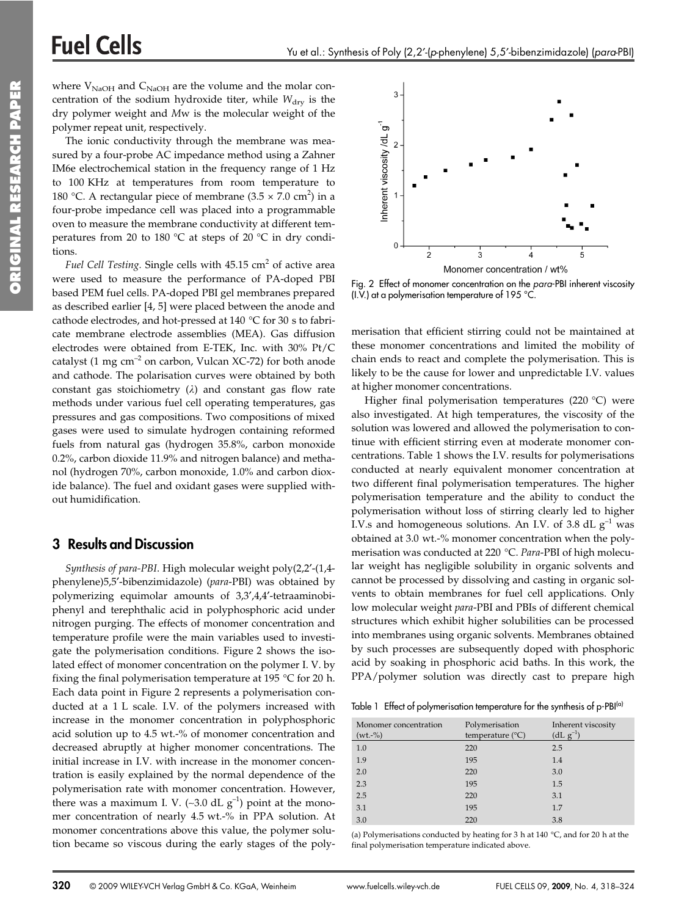where $V_{NaOH}$ and $C_{NaOH}$ are the volume and the molar concentration of the sodium hydroxide titer, while $W_{dry}$ is the dry polymer weight and $Mw$ is the molecular weight of the polymer repeat unit, respectively.

The ionic conductivity through the membrane was measured by a four-probe AC impedance method using a Zahner IM6e electrochemical station in the frequency range of 1 Hz to 100 KHz at temperatures from room temperature to 180 °C. A rectangular piece of membrane (3.5 × 7.0 $cm^2$) in a four-probe impedance cell was placed into a programmable oven to measure the membrane conductivity at different temperatures from 20 to 180 °C at steps of 20 °C in dry conditions.

*Fuel Cell Testing.* Single cells with 45.15 $cm^2$ of active area were used to measure the performance of PA-doped PBI based PEM fuel cells. PA-doped PBI gel membranes prepared as described earlier [4, 5] were placed between the anode and cathode electrodes, and hot-pressed at 140 °C for 30 s to fabricate membrane electrode assemblies (MEA). Gas diffusion electrodes were obtained from E-TEK, Inc. with 30% Pt/C catalyst (1 mg $cm^{-2}$ on carbon, Vulcan XC-72) for both anode and cathode. The polarisation curves were obtained by both constant gas stoichiometry ($\lambda$) and constant gas flow rate methods under various fuel cell operating temperatures, gas pressures and gas compositions. Two compositions of mixed gases were used to simulate hydrogen containing reformed fuels from natural gas (hydrogen 35.8%, carbon monoxide 0.2%, carbon dioxide 11.9% and nitrogen balance) and methanol (hydrogen 70%, carbon monoxide, 1.0% and carbon dioxide balance). The fuel and oxidant gases were supplied without humidification.

## 3 Results and Discussion

*Synthesis of para-PBI.* High molecular weight poly(2,2′-(1,4-phenylene)5,5′-bibenzimidazole) (*para*-PBI) was obtained by polymerizing equimolar amounts of 3,3′,4,4′-tetraaminobiphenyl and terephthalic acid in polyphosphoric acid under nitrogen purging. The effects of monomer concentration and temperature profile were the main variables used to investigate the polymerisation conditions. Figure 2 shows the isolated effect of monomer concentration on the polymer I. V. by fixing the final polymerisation temperature at 195 °C for 20 h. Each data point in Figure 2 represents a polymerisation conducted at a 1 L scale. I.V. of the polymers increased with increase in the monomer concentration in polyphosphoric acid solution up to 4.5 wt.-% of monomer concentration and decreased abruptly at higher monomer concentrations. The initial increase in I.V. with increase in the monomer concentration is easily explained by the normal dependence of the polymerisation rate with monomer concentration. However, there was a maximum I. V. (~3.0 dL $g^{-1}$) point at the monomer concentration of nearly 4.5 wt.-% in PPA solution. At monomer concentrations above this value, the polymer solution became so viscous during the early stages of the polymerisation that efficient stirring could not be maintained at these monomer concentrations and limited the mobility of chain ends to react and complete the polymerisation. This is likely to be the cause for lower and unpredictable I.V. values at higher monomer concentrations.

Fig. 2 Effect of monomer concentration on the *para*-PBI inherent viscosity (I.V.) at a polymerisation temperature of 195 °C.

Higher final polymerisation temperatures (220 °C) were also investigated. At high temperatures, the viscosity of the solution was lowered and allowed the polymerisation to continue with efficient stirring even at moderate monomer concentrations. Table 1 shows the I.V. results for polymerisations conducted at nearly equivalent monomer concentration at two different final polymerisation temperatures. The higher polymerisation temperature and the ability to conduct the polymerisation without loss of stirring clearly led to higher I.V.s and homogeneous solutions. An I.V. of 3.8 dL $g^{-1}$ was obtained at 3.0 wt.-% monomer concentration when the polymerisation was conducted at 220 °C. *Para*-PBI of high molecular weight has negligible solubility in organic solvents and cannot be processed by dissolving and casting in organic solvents to obtain membranes for fuel cell applications. Only low molecular weight *para*-PBI and PBIs of different chemical structures which exhibit higher solubilities can be processed into membranes using organic solvents. Membranes obtained by such processes are subsequently doped with phosphoric acid by soaking in phosphoric acid baths. In this work, the PPA/polymer solution was directly cast to prepare high

Table 1 Effect of polymerisation temperature for the synthesis of p-PBI[(a)]

| Monomer concentration (wt.-%) | Polymerisation temperature (°C) | Inherent viscosity (dL $g^{-1}$) |
|---|---|---|
| 1.0 | 220 | 2.5 |
| 1.9 | 195 | 1.4 |
| 2.0 | 220 | 3.0 |
| 2.3 | 195 | 1.5 |
| 2.5 | 220 | 3.1 |
| 3.1 | 195 | 1.7 |
| 3.0 | 220 | 3.8 |

(a) Polymerisations conducted by heating for 3 h at 140 °C, and for 20 h at the final polymerisation temperature indicated above.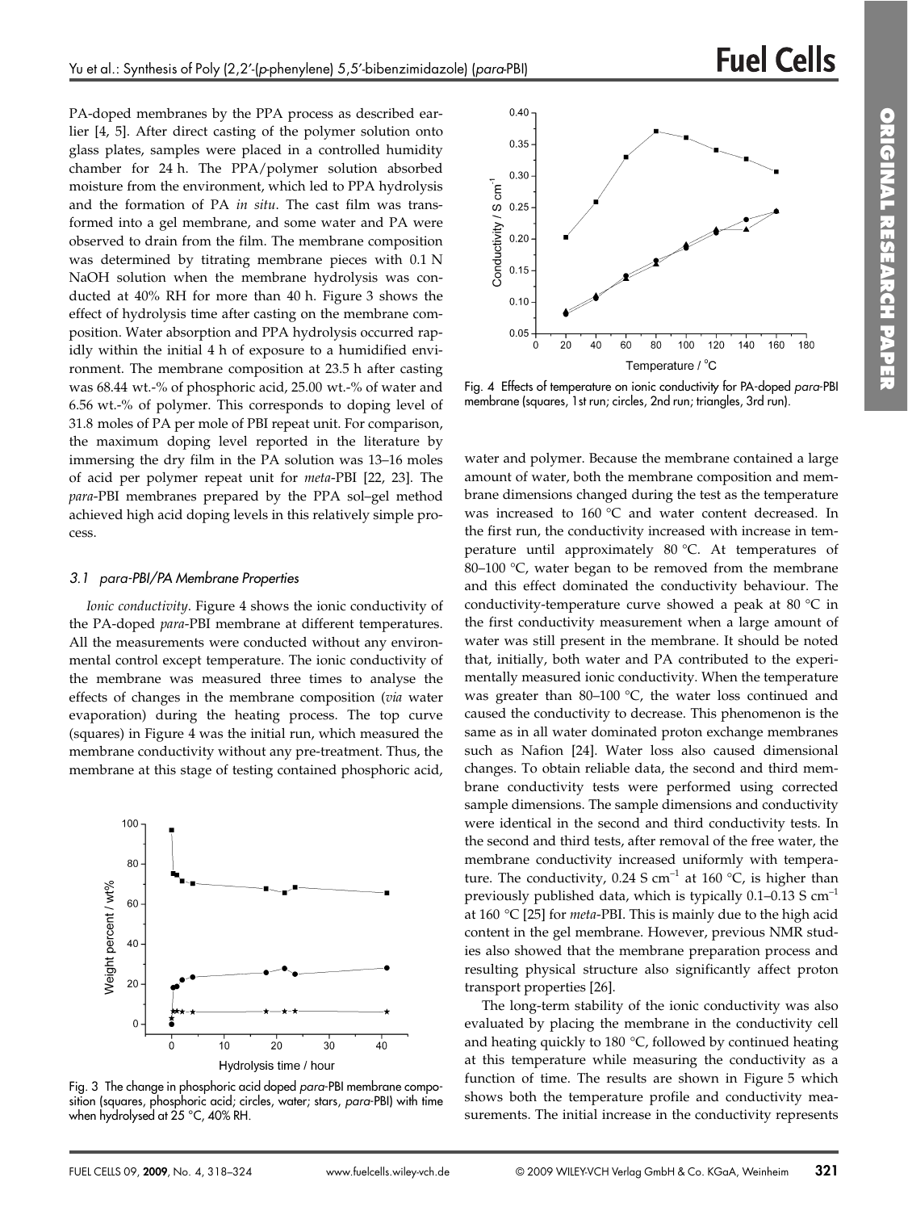PA-doped membranes by the PPA process as described earlier [4, 5]. After direct casting of the polymer solution onto glass plates, samples were placed in a controlled humidity chamber for 24 h. The PPA/polymer solution absorbed moisture from the environment, which led to PPA hydrolysis and the formation of PA *in situ*. The cast film was transformed into a gel membrane, and some water and PA were observed to drain from the film. The membrane composition was determined by titrating membrane pieces with 0.1 N NaOH solution when the membrane hydrolysis was conducted at 40% RH for more than 40 h. Figure 3 shows the effect of hydrolysis time after casting on the membrane composition. Water absorption and PPA hydrolysis occurred rapidly within the initial 4 h of exposure to a humidified environment. The membrane composition at 23.5 h after casting was 68.44 wt.-% of phosphoric acid, 25.00 wt.-% of water and 6.56 wt.-% of polymer. This corresponds to doping level of 31.8 moles of PA per mole of PBI repeat unit. For comparison, the maximum doping level reported in the literature by immersing the dry film in the PA solution was 13–16 moles of acid per polymer repeat unit for *meta*-PBI [22, 23]. The *para*-PBI membranes prepared by the PPA sol–gel method achieved high acid doping levels in this relatively simple process.

### 3.1 *para*-PBI/PA Membrane Properties

*Ionic conductivity*. Figure 4 shows the ionic conductivity of the PA-doped *para*-PBI membrane at different temperatures. All the measurements were conducted without any environmental control except temperature. The ionic conductivity of the membrane was measured three times to analyse the effects of changes in the membrane composition (*via* water evaporation) during the heating process. The top curve (squares) in Figure 4 was the initial run, which measured the membrane conductivity without any pre-treatment. Thus, the membrane at this stage of testing contained phosphoric acid, water and polymer. Because the membrane contained a large amount of water, both the membrane composition and membrane dimensions changed during the test as the temperature was increased to 160 °C and water content decreased. In the first run, the conductivity increased with increase in temperature until approximately 80 °C. At temperatures of 80–100 °C, water began to be removed from the membrane and this effect dominated the conductivity behaviour. The conductivity-temperature curve showed a peak at 80 °C in the first conductivity measurement when a large amount of water was still present in the membrane. It should be noted that, initially, both water and PA contributed to the experimentally measured ionic conductivity. When the temperature was greater than 80–100 °C, the water loss continued and caused the conductivity to decrease. This phenomenon is the same as in all water dominated proton exchange membranes such as Nafion [24]. Water loss also caused dimensional changes. To obtain reliable data, the second and third membrane conductivity tests were performed using corrected sample dimensions. The sample dimensions and conductivity were identical in the second and third conductivity tests. In the second and third tests, after removal of the free water, the membrane conductivity increased uniformly with temperature. The conductivity, 0.24 S cm$^{-1}$ at 160 °C, is higher than previously published data, which is typically 0.1–0.13 S cm$^{-1}$ at 160 °C [25] for *meta*-PBI. This is mainly due to the high acid content in the gel membrane. However, previous NMR studies also showed that the membrane preparation process and resulting physical structure also significantly affect proton transport properties [26].

Fig. 3 The change in phosphoric acid doped *para*-PBI membrane composition (squares, phosphoric acid; circles, water; stars, *para*-PBI) with time when hydrolysed at 25 °C, 40% RH.

Fig. 4 Effects of temperature on ionic conductivity for PA-doped *para*-PBI membrane (squares, 1st run; circles, 2nd run; triangles, 3rd run).

The long-term stability of the ionic conductivity was also evaluated by placing the membrane in the conductivity cell and heating quickly to 180 °C, followed by continued heating at this temperature while measuring the conductivity as a function of time. The results are shown in Figure 5 which shows both the temperature profile and conductivity measurements. The initial increase in the conductivity represents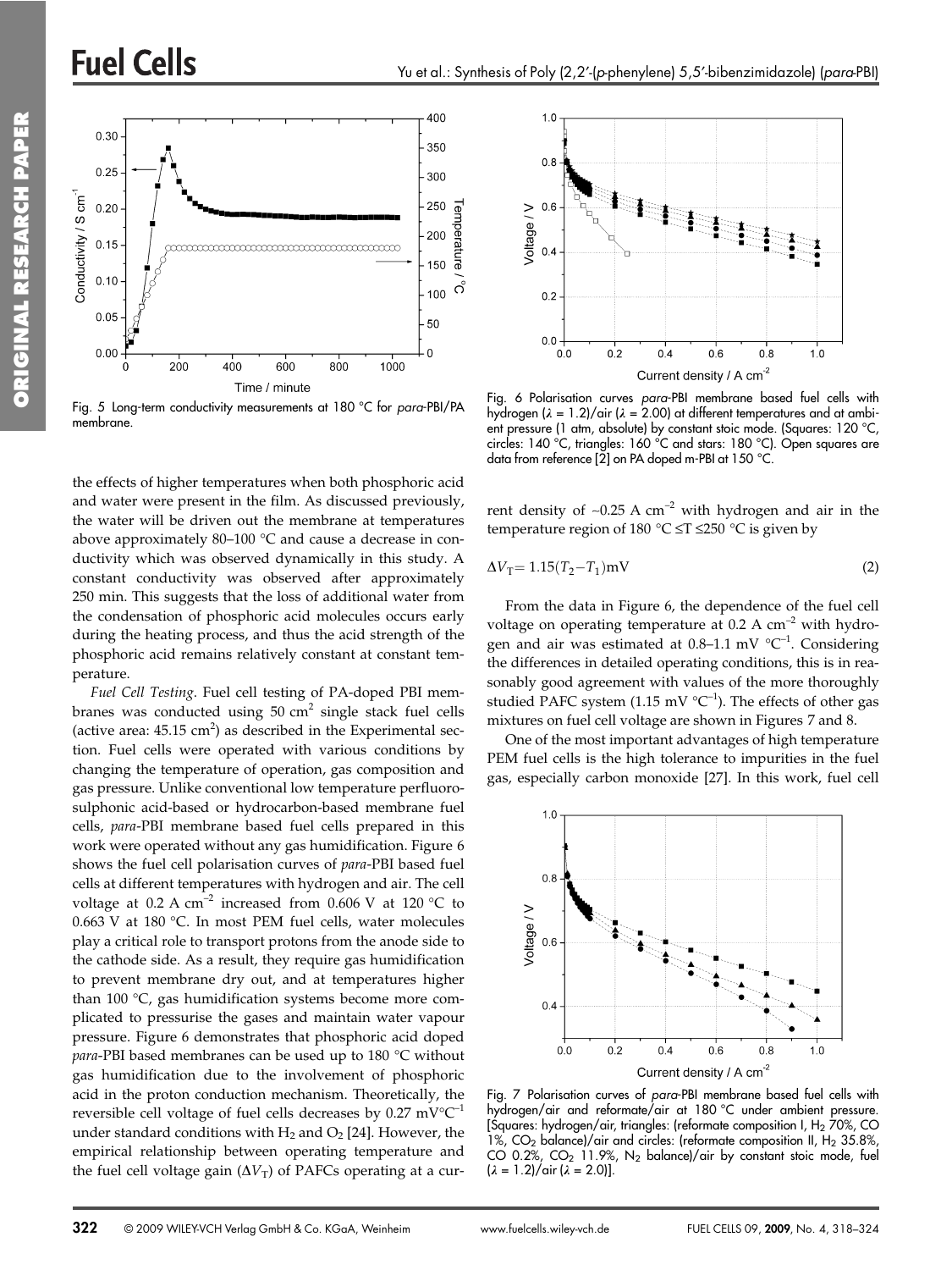Fig. 5 Long-term conductivity measurements at 180 °C for *para*-PBI/PA membrane.

the effects of higher temperatures when both phosphoric acid and water were present in the film. As discussed previously, the water will be driven out the membrane at temperatures above approximately 80–100 °C and cause a decrease in conductivity which was observed dynamically in this study. A constant conductivity was observed after approximately 250 min. This suggests that the loss of additional water from the condensation of phosphoric acid molecules occurs early during the heating process, and thus the acid strength of the phosphoric acid remains relatively constant at constant temperature.

*Fuel Cell Testing*. Fuel cell testing of PA-doped PBI membranes was conducted using 50 $cm^2$ single stack fuel cells (active area: 45.15 $cm^2$) as described in the Experimental section. Fuel cells were operated with various conditions by changing the temperature of operation, gas composition and gas pressure. Unlike conventional low temperature perfluorosulphonic acid-based or hydrocarbon-based membrane fuel cells, *para*-PBI membrane based fuel cells prepared in this work were operated without any gas humidification. Figure 6 shows the fuel cell polarisation curves of *para*-PBI based fuel cells at different temperatures with hydrogen and air. The cell voltage at 0.2 A $cm^{-2}$ increased from 0.606 V at 120 °C to 0.663 V at 180 °C. In most PEM fuel cells, water molecules play a critical role to transport protons from the anode side to the cathode side. As a result, they require gas humidification to prevent membrane dry out, and at temperatures higher than 100 °C, gas humidification systems become more complicated to pressurise the gases and maintain water vapour pressure. Figure 6 demonstrates that phosphoric acid doped *para*-PBI based membranes can be used up to 180 °C without gas humidification due to the involvement of phosphoric acid in the proton conduction mechanism. Theoretically, the reversible cell voltage of fuel cells decreases by 0.27 mV°C$^{-1}$ under standard conditions with $H_2$ and $O_2$ [24]. However, the empirical relationship between operating temperature and the fuel cell voltage gain ($\Delta V_T$) of PAFCs operating at a current density of ~0.25 A $cm^{-2}$ with hydrogen and air in the temperature region of 180 °C ≤T ≤250 °C is given by

$$\Delta V_T = 1.15(T_2 - T_1)\text{mV} \tag{2}$$

From the data in Figure 6, the dependence of the fuel cell voltage on operating temperature at 0.2 A $cm^{-2}$ with hydrogen and air was estimated at 0.8–1.1 mV °C$^{-1}$. Considering the differences in detailed operating conditions, this is in reasonably good agreement with values of the more thoroughly studied PAFC system (1.15 mV °C$^{-1}$). The effects of other gas mixtures on fuel cell voltage are shown in Figures 7 and 8.

One of the most important advantages of high temperature PEM fuel cells is the high tolerance to impurities in the fuel gas, especially carbon monoxide [27]. In this work, fuel cell

Fig. 6 Polarisation curves *para*-PBI membrane based fuel cells with hydrogen ($\lambda$ = 1.2)/air ($\lambda$ = 2.00) at different temperatures and at ambient pressure (1 atm, absolute) by constant stoic mode. (Squares: 120 °C, circles: 140 °C, triangles: 160 °C and stars: 180 °C). Open squares are data from reference [2] on PA doped m-PBI at 150 °C.

Fig. 7 Polarisation curves of *para*-PBI membrane based fuel cells with hydrogen/air and reformate/air at 180 °C under ambient pressure. [Squares: hydrogen/air, triangles: (reformate composition I, $H_2$ 70%, CO 1%, $CO_2$ balance)/air and circles: (reformate composition II, $H_2$ 35.8%, CO 0.2%, $CO_2$ 11.9%, $N_2$ balance)/air by constant stoic mode, fuel ($\lambda$ = 1.2)/air ($\lambda$ = 2.0)].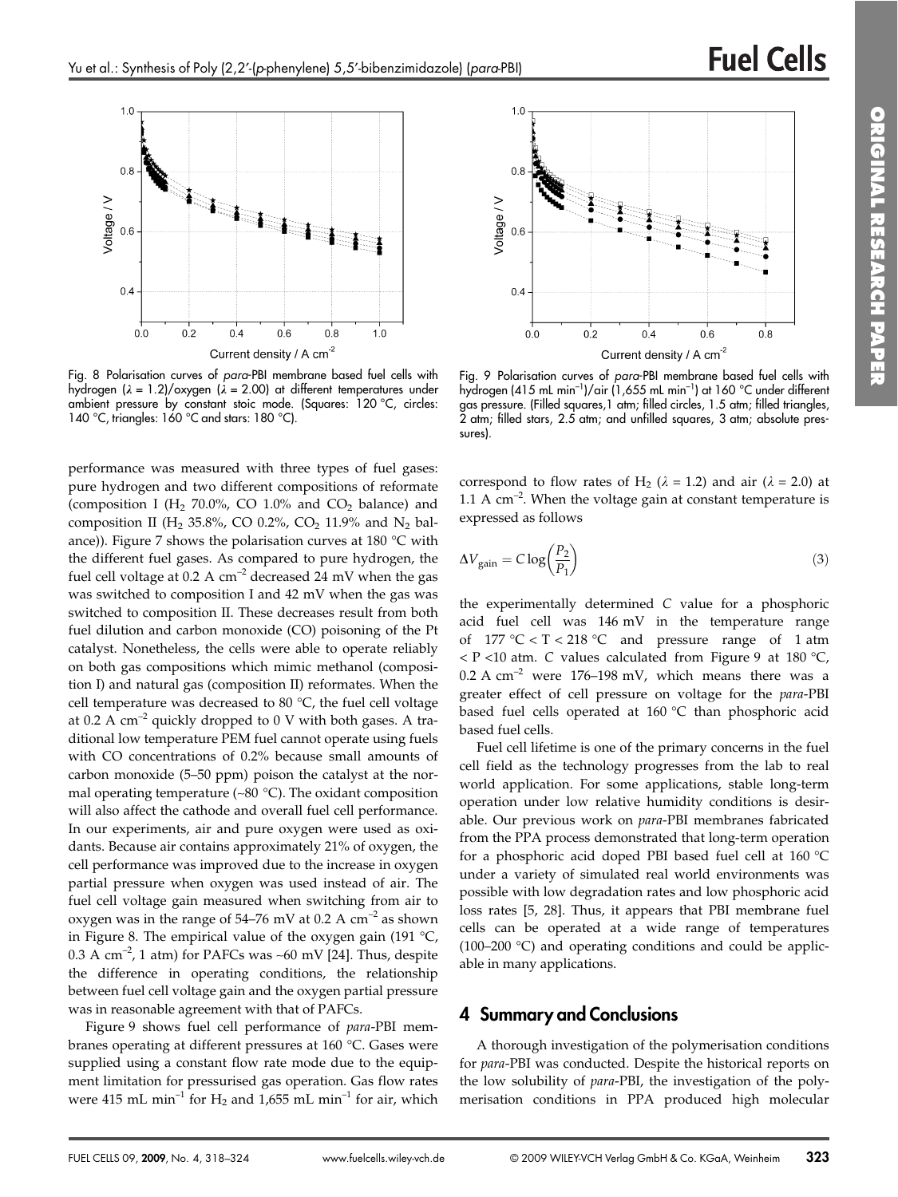Fig. 8 Polarisation curves of *para*-PBI membrane based fuel cells with hydrogen ($\lambda$ = 1.2)/oxygen ($\lambda$ = 2.00) at different temperatures under ambient pressure by constant stoic mode. (Squares: 120 °C, circles: 140 °C, triangles: 160 °C and stars: 180 °C).

Fig. 9 Polarisation curves of *para*-PBI membrane based fuel cells with hydrogen (415 mL min$^{-1}$)/air (1,655 mL min$^{-1}$) at 160 °C under different gas pressure. (Filled squares,1 atm; filled circles, 1.5 atm; filled triangles, 2 atm; filled stars, 2.5 atm; and unfilled squares, 3 atm; absolute pressures).

performance was measured with three types of fuel gases: pure hydrogen and two different compositions of reformate (composition I ($H_2$ 70.0%, CO 1.0% and $CO_2$ balance) and composition II ($H_2$ 35.8%, CO 0.2%, $CO_2$ 11.9% and $N_2$ balance)). Figure 7 shows the polarisation curves at 180 °C with the different fuel gases. As compared to pure hydrogen, the fuel cell voltage at 0.2 A cm$^{-2}$ decreased 24 mV when the gas was switched to composition I and 42 mV when the gas was switched to composition II. These decreases result from both fuel dilution and carbon monoxide (CO) poisoning of the Pt catalyst. Nonetheless, the cells were able to operate reliably on both gas compositions which mimic methanol (composition I) and natural gas (composition II) reformates. When the cell temperature was decreased to 80 °C, the fuel cell voltage at 0.2 A cm$^{-2}$ quickly dropped to 0 V with both gases. A traditional low temperature PEM fuel cannot operate using fuels with CO concentrations of 0.2% because small amounts of carbon monoxide (5–50 ppm) poison the catalyst at the normal operating temperature (~80 °C). The oxidant composition will also affect the cathode and overall fuel cell performance. In our experiments, air and pure oxygen were used as oxidants. Because air contains approximately 21% of oxygen, the cell performance was improved due to the increase in oxygen partial pressure when oxygen was used instead of air. The fuel cell voltage gain measured when switching from air to oxygen was in the range of 54–76 mV at 0.2 A cm$^{-2}$ as shown in Figure 8. The empirical value of the oxygen gain (191 °C, 0.3 A cm$^{-2}$, 1 atm) for PAFCs was ~60 mV [24]. Thus, despite the difference in operating conditions, the relationship between fuel cell voltage gain and the oxygen partial pressure was in reasonable agreement with that of PAFCs.

Figure 9 shows fuel cell performance of *para*-PBI membranes operating at different pressures at 160 °C. Gases were supplied using a constant flow rate mode due to the equipment limitation for pressurised gas operation. Gas flow rates were 415 mL min$^{-1}$ for $H_2$ and 1,655 mL min$^{-1}$ for air, which correspond to flow rates of $H_2$ ($\lambda$ = 1.2) and air ($\lambda$ = 2.0) at 1.1 A cm$^{-2}$. When the voltage gain at constant temperature is expressed as follows

$$\Delta V_{\text{gain}} = C \log\left(\frac{P_2}{P_1}\right) \tag{3}$$

the experimentally determined $C$ value for a phosphoric acid fuel cell was 146 mV in the temperature range of 177 °C < T < 218 °C and pressure range of 1 atm < P <10 atm. $C$ values calculated from Figure 9 at 180 °C, 0.2 A cm$^{-2}$ were 176–198 mV, which means there was a greater effect of cell pressure on voltage for the *para*-PBI based fuel cells operated at 160 °C than phosphoric acid based fuel cells.

Fuel cell lifetime is one of the primary concerns in the fuel cell field as the technology progresses from the lab to real world application. For some applications, stable long-term operation under low relative humidity conditions is desirable. Our previous work on *para*-PBI membranes fabricated from the PPA process demonstrated that long-term operation for a phosphoric acid doped PBI based fuel cell at 160 °C under a variety of simulated real world environments was possible with low degradation rates and low phosphoric acid loss rates [5, 28]. Thus, it appears that PBI membrane fuel cells can be operated at a wide range of temperatures (100–200 °C) and operating conditions and could be applicable in many applications.

## 4 Summary and Conclusions

A thorough investigation of the polymerisation conditions for *para*-PBI was conducted. Despite the historical reports on the low solubility of *para*-PBI, the investigation of the polymerisation conditions in PPA produced high molecular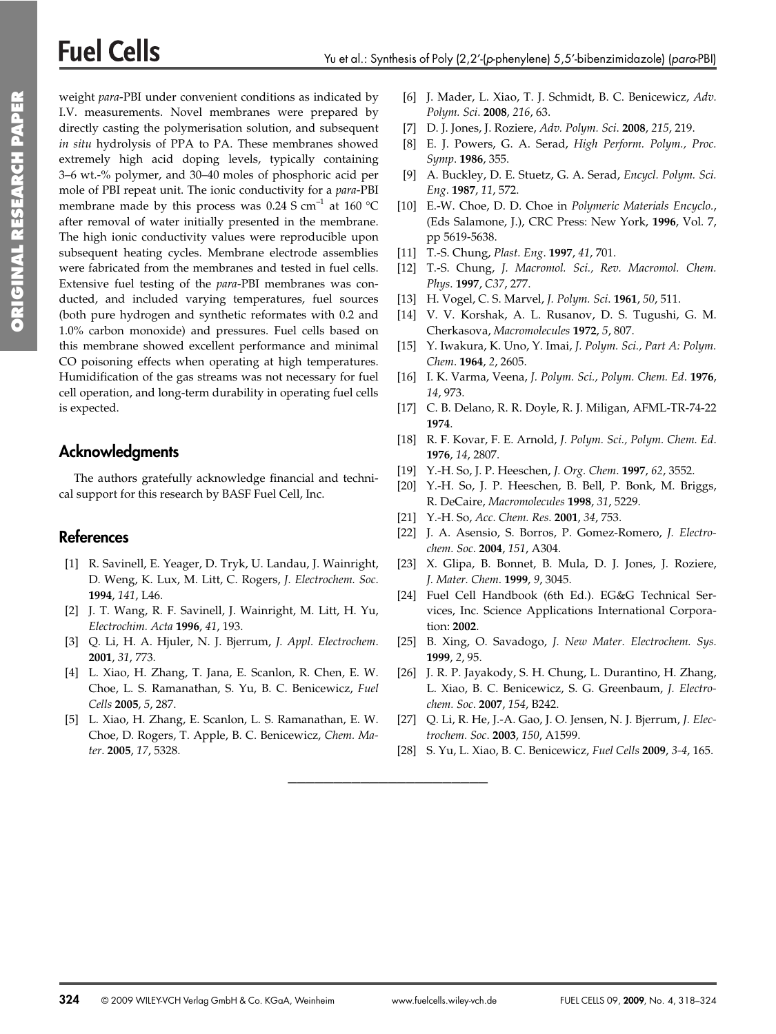weight *para*-PBI under convenient conditions as indicated by I.V. measurements. Novel membranes were prepared by directly casting the polymerisation solution, and subsequent *in situ* hydrolysis of PPA to PA. These membranes showed extremely high acid doping levels, typically containing 3–6 wt.-% polymer, and 30–40 moles of phosphoric acid per mole of PBI repeat unit. The ionic conductivity for a *para*-PBI membrane made by this process was 0.24 S $cm^{-1}$ at 160 °C after removal of water initially presented in the membrane. The high ionic conductivity values were reproducible upon subsequent heating cycles. Membrane electrode assemblies were fabricated from the membranes and tested in fuel cells. Extensive fuel testing of the *para*-PBI membranes was conducted, and included varying temperatures, fuel sources (both pure hydrogen and synthetic reformates with 0.2 and 1.0% carbon monoxide) and pressures. Fuel cells based on this membrane showed excellent performance and minimal CO poisoning effects when operating at high temperatures. Humidification of the gas streams was not necessary for fuel cell operation, and long-term durability in operating fuel cells is expected.

## Acknowledgments

The authors gratefully acknowledge financial and technical support for this research by BASF Fuel Cell, Inc.

## References

[1] R. Savinell, E. Yeager, D. Tryk, U. Landau, J. Wainright, D. Weng, K. Lux, M. Litt, C. Rogers, *J. Electrochem. Soc.* **1994**, *141*, L46.

[2] J. T. Wang, R. F. Savinell, J. Wainright, M. Litt, H. Yu, *Electrochim. Acta* **1996**, *41*, 193.

[3] Q. Li, H. A. Hjuler, N. J. Bjerrum, *J. Appl. Electrochem.* **2001**, *31*, 773.

[4] L. Xiao, H. Zhang, T. Jana, E. Scanlon, R. Chen, E. W. Choe, L. S. Ramanathan, S. Yu, B. C. Benicewicz, *Fuel Cells* **2005**, *5*, 287.

[5] L. Xiao, H. Zhang, E. Scanlon, L. S. Ramanathan, E. W. Choe, D. Rogers, T. Apple, B. C. Benicewicz, *Chem. Mater.* **2005**, *17*, 5328.

[6] J. Mader, L. Xiao, T. J. Schmidt, B. C. Benicewicz, *Adv. Polym. Sci.* **2008**, *216*, 63.

[7] D. J. Jones, J. Roziere, *Adv. Polym. Sci.* **2008**, *215*, 219.

[8] E. J. Powers, G. A. Serad, *High Perform. Polym., Proc. Symp.* **1986**, 355.

[9] A. Buckley, D. E. Stuetz, G. A. Serad, *Encycl. Polym. Sci. Eng.* **1987**, *11*, 572.

[10] E.-W. Choe, D. D. Choe in *Polymeric Materials Encyclo.*, (Eds Salamone, J.), CRC Press: New York, **1996**, Vol. 7, pp 5619-5638.

[11] T.-S. Chung, *Plast. Eng.* **1997**, *41*, 701.

[12] T.-S. Chung, *J. Macromol. Sci., Rev. Macromol. Chem. Phys.* **1997**, *C37*, 277.

[13] H. Vogel, C. S. Marvel, *J. Polym. Sci.* **1961**, *50*, 511.

[14] V. V. Korshak, A. L. Rusanov, D. S. Tugushi, G. M. Cherkasova, *Macromolecules* **1972**, *5*, 807.

[15] Y. Iwakura, K. Uno, Y. Imai, *J. Polym. Sci., Part A: Polym. Chem.* **1964**, *2*, 2605.

[16] I. K. Varma, Veena, *J. Polym. Sci., Polym. Chem. Ed.* **1976**, *14*, 973.

[17] C. B. Delano, R. R. Doyle, R. J. Miligan, AFML-TR-74-22 **1974**.

[18] R. F. Kovar, F. E. Arnold, *J. Polym. Sci., Polym. Chem. Ed.* **1976**, *14*, 2807.

[19] Y.-H. So, J. P. Heeschen, *J. Org. Chem.* **1997**, *62*, 3552.

[20] Y.-H. So, J. P. Heeschen, B. Bell, P. Bonk, M. Briggs, R. DeCaire, *Macromolecules* **1998**, *31*, 5229.

[21] Y.-H. So, *Acc. Chem. Res.* **2001**, *34*, 753.

[22] J. A. Asensio, S. Borros, P. Gomez-Romero, *J. Electrochem. Soc.* **2004**, *151*, A304.

[23] X. Glipa, B. Bonnet, B. Mula, D. J. Jones, J. Roziere, *J. Mater. Chem.* **1999**, *9*, 3045.

[24] Fuel Cell Handbook (6th Ed.). EG&G Technical Services, Inc. Science Applications International Corporation: **2002**.

[25] B. Xing, O. Savadogo, *J. New Mater. Electrochem. Sys.* **1999**, *2*, 95.

[26] J. R. P. Jayakody, S. H. Chung, L. Durantino, H. Zhang, L. Xiao, B. C. Benicewicz, S. G. Greenbaum, *J. Electrochem. Soc.* **2007**, *154*, B242.

[27] Q. Li, R. He, J.-A. Gao, J. O. Jensen, N. J. Bjerrum, *J. Electrochem. Soc.* **2003**, *150*, A1599.

[28] S. Yu, L. Xiao, B. C. Benicewicz, *Fuel Cells* **2009**, *3-4*, 165.

______________________